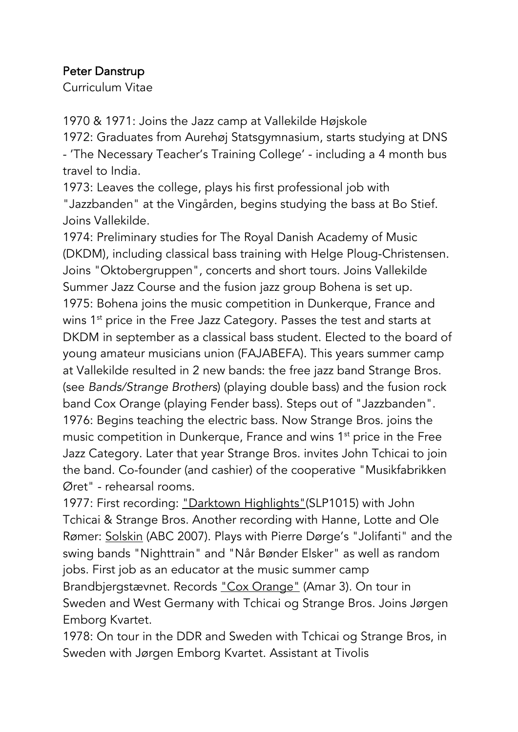**Peter Danstrup**

Curriculum Vitae

1970 & 1971: Joins the Jazz camp at Vallekilde Højskole
1972: Graduates from Aurehøj Statsgymnasium, starts studying at DNS - 'The Necessary Teacher's Training College' - including a 4 month bus travel to India.
1973: Leaves the college, plays his first professional job with "Jazzbanden" at the Vingården, begins studying the bass at Bo Stief. Joins Vallekilde.
1974: Preliminary studies for The Royal Danish Academy of Music (DKDM), including classical bass training with Helge Ploug-Christensen. Joins "Oktobergruppen", concerts and short tours. Joins Vallekilde Summer Jazz Course and the fusion jazz group Bohena is set up.
1975: Bohena joins the music competition in Dunkerque, France and wins 1st price in the Free Jazz Category. Passes the test and starts at DKDM in september as a classical bass student. Elected to the board of young amateur musicians union (FAJABEFA). This years summer camp at Vallekilde resulted in 2 new bands: the free jazz band Strange Bros. (see *Bands/Strange Brothers*) (playing double bass) and the fusion rock band Cox Orange (playing Fender bass). Steps out of "Jazzbanden".
1976: Begins teaching the electric bass. Now Strange Bros. joins the music competition in Dunkerque, France and wins 1st price in the Free Jazz Category. Later that year Strange Bros. invites John Tchicai to join the band. Co-founder (and cashier) of the cooperative "Musikfabrikken Øret" - rehearsal rooms.
1977: First recording: "Darktown Highlights"(SLP1015) with John Tchicai & Strange Bros. Another recording with Hanne, Lotte and Ole Rømer: Solskin (ABC 2007). Plays with Pierre Dørge's "Jolifanti" and the swing bands "Nighttrain" and "Når Bønder Elsker" as well as random jobs. First job as an educator at the music summer camp Brandbjergstævnet. Records "Cox Orange" (Amar 3). On tour in Sweden and West Germany with Tchicai og Strange Bros. Joins Jørgen Emborg Kvartet.
1978: On tour in the DDR and Sweden with Tchicai og Strange Bros, in Sweden with Jørgen Emborg Kvartet. Assistant at Tivolis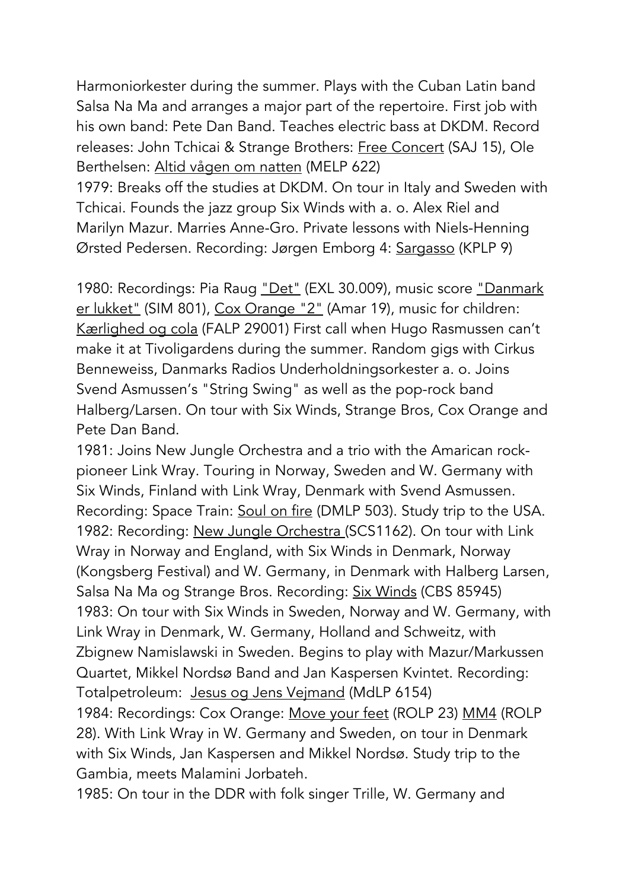Harmoniorkester during the summer. Plays with the Cuban Latin band Salsa Na Ma and arranges a major part of the repertoire. First job with his own band: Pete Dan Band. Teaches electric bass at DKDM. Record releases: John Tchicai & Strange Brothers: Free Concert (SAJ 15), Ole Berthelsen: Altid vågen om natten (MELP 622)

1979: Breaks off the studies at DKDM. On tour in Italy and Sweden with Tchicai. Founds the jazz group Six Winds with a. o. Alex Riel and Marilyn Mazur. Marries Anne-Gro. Private lessons with Niels-Henning Ørsted Pedersen. Recording: Jørgen Emborg 4: Sargasso (KPLP 9)

1980: Recordings: Pia Raug "Det" (EXL 30.009), music score "Danmark er lukket" (SIM 801), Cox Orange "2" (Amar 19), music for children: Kærlighed og cola (FALP 29001) First call when Hugo Rasmussen can't make it at Tivoligardens during the summer. Random gigs with Cirkus Benneweiss, Danmarks Radios Underholdningsorkester a. o. Joins Svend Asmussen's "String Swing" as well as the pop-rock band Halberg/Larsen. On tour with Six Winds, Strange Bros, Cox Orange and Pete Dan Band.

1981: Joins New Jungle Orchestra and a trio with the Amarican rock-pioneer Link Wray. Touring in Norway, Sweden and W. Germany with Six Winds, Finland with Link Wray, Denmark with Svend Asmussen. Recording: Space Train: Soul on fire (DMLP 503). Study trip to the USA.

1982: Recording: New Jungle Orchestra (SCS1162). On tour with Link Wray in Norway and England, with Six Winds in Denmark, Norway (Kongsberg Festival) and W. Germany, in Denmark with Halberg Larsen, Salsa Na Ma og Strange Bros. Recording: Six Winds (CBS 85945)

1983: On tour with Six Winds in Sweden, Norway and W. Germany, with Link Wray in Denmark, W. Germany, Holland and Schweitz, with Zbignew Namislawski in Sweden. Begins to play with Mazur/Markussen Quartet, Mikkel Nordsø Band and Jan Kaspersen Kvintet. Recording: Totalpetroleum: Jesus og Jens Vejmand (MdLP 6154)

1984: Recordings: Cox Orange: Move your feet (ROLP 23) MM4 (ROLP 28). With Link Wray in W. Germany and Sweden, on tour in Denmark with Six Winds, Jan Kaspersen and Mikkel Nordsø. Study trip to the Gambia, meets Malamini Jorbateh.

1985: On tour in the DDR with folk singer Trille, W. Germany and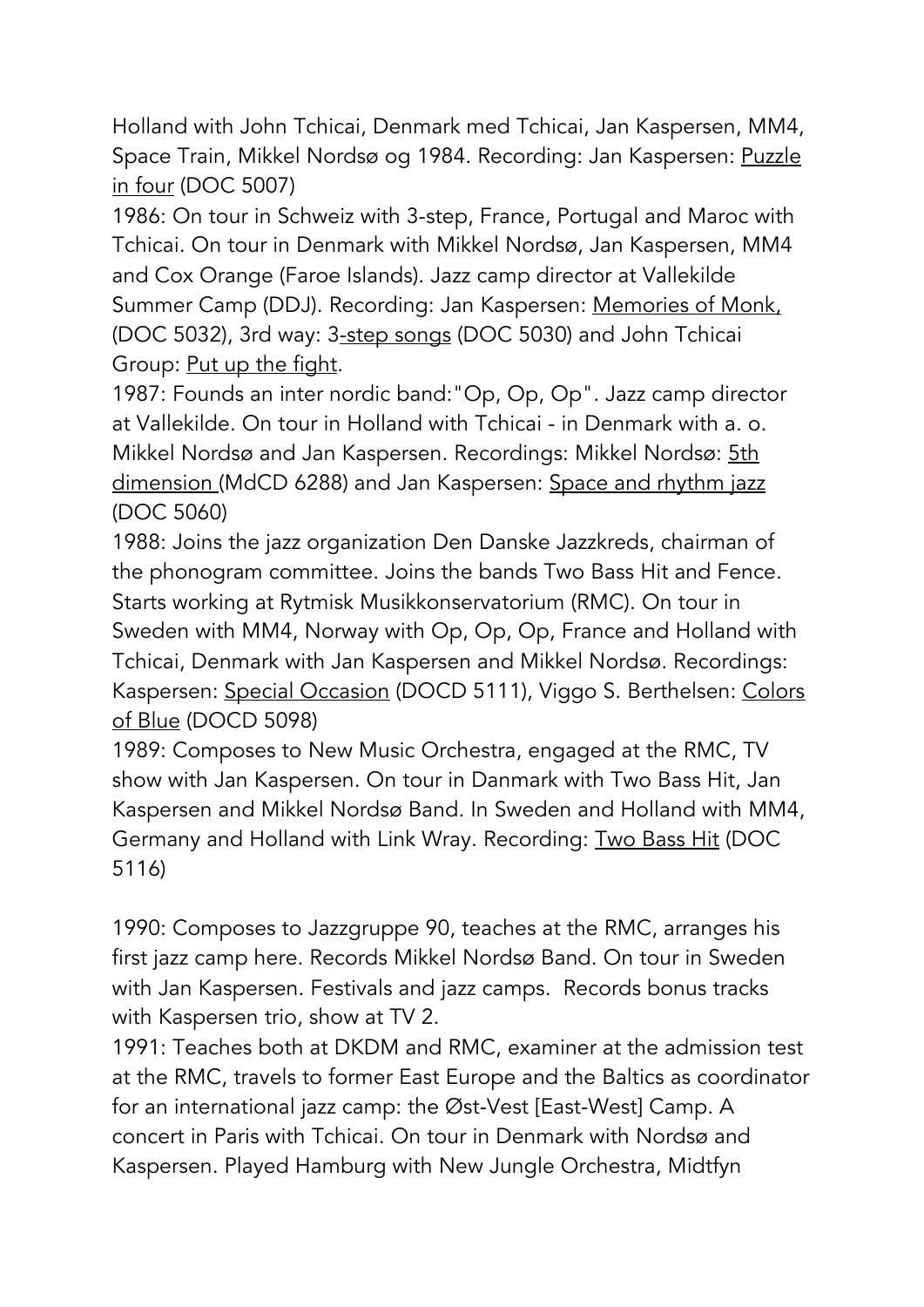Holland with John Tchicai, Denmark med Tchicai, Jan Kaspersen, MM4, Space Train, Mikkel Nordsø og 1984. Recording: Jan Kaspersen: Puzzle in four (DOC 5007)

1986: On tour in Schweiz with 3-step, France, Portugal and Maroc with Tchicai. On tour in Denmark with Mikkel Nordsø, Jan Kaspersen, MM4 and Cox Orange (Faroe Islands). Jazz camp director at Vallekilde Summer Camp (DDJ). Recording: Jan Kaspersen: Memories of Monk, (DOC 5032), 3rd way: 3-step songs (DOC 5030) and John Tchicai Group: Put up the fight.

1987: Founds an inter nordic band:"Op, Op, Op". Jazz camp director at Vallekilde. On tour in Holland with Tchicai - in Denmark with a. o. Mikkel Nordsø and Jan Kaspersen. Recordings: Mikkel Nordsø: 5th dimension (MdCD 6288) and Jan Kaspersen: Space and rhythm jazz (DOC 5060)

1988: Joins the jazz organization Den Danske Jazzkreds, chairman of the phonogram committee. Joins the bands Two Bass Hit and Fence. Starts working at Rytmisk Musikkonservatorium (RMC). On tour in Sweden with MM4, Norway with Op, Op, Op, France and Holland with Tchicai, Denmark with Jan Kaspersen and Mikkel Nordsø. Recordings: Kaspersen: Special Occasion (DOCD 5111), Viggo S. Berthelsen: Colors of Blue (DOCD 5098)

1989: Composes to New Music Orchestra, engaged at the RMC, TV show with Jan Kaspersen. On tour in Danmark with Two Bass Hit, Jan Kaspersen and Mikkel Nordsø Band. In Sweden and Holland with MM4, Germany and Holland with Link Wray. Recording: Two Bass Hit (DOC 5116)

1990: Composes to Jazzgruppe 90, teaches at the RMC, arranges his first jazz camp here. Records Mikkel Nordsø Band. On tour in Sweden with Jan Kaspersen. Festivals and jazz camps. Records bonus tracks with Kaspersen trio, show at TV 2.

1991: Teaches both at DKDM and RMC, examiner at the admission test at the RMC, travels to former East Europe and the Baltics as coordinator for an international jazz camp: the Øst-Vest [East-West] Camp. A concert in Paris with Tchicai. On tour in Denmark with Nordsø and Kaspersen. Played Hamburg with New Jungle Orchestra, Midtfyn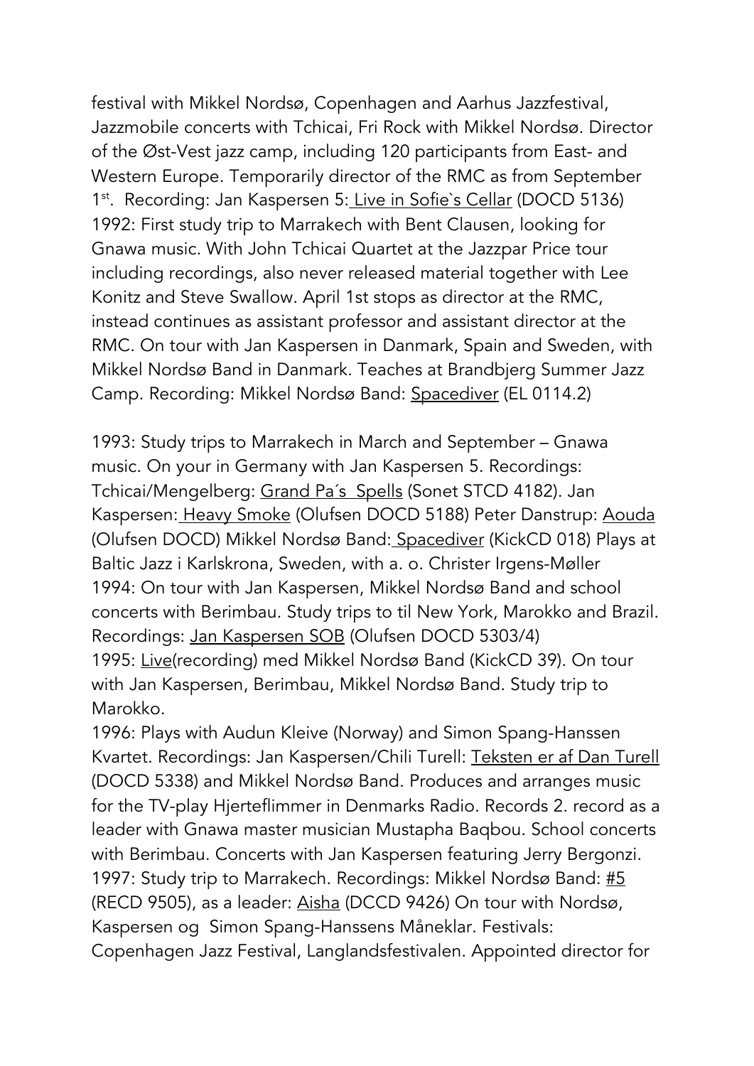festival with Mikkel Nordsø, Copenhagen and Aarhus Jazzfestival, Jazzmobile concerts with Tchicai, Fri Rock with Mikkel Nordsø. Director of the Øst-Vest jazz camp, including 120 participants from East- and Western Europe. Temporarily director of the RMC as from September 1st. Recording: Jan Kaspersen 5: Live in Sofie`s Cellar (DOCD 5136)
1992: First study trip to Marrakech with Bent Clausen, looking for Gnawa music. With John Tchicai Quartet at the Jazzpar Price tour including recordings, also never released material together with Lee Konitz and Steve Swallow. April 1st stops as director at the RMC, instead continues as assistant professor and assistant director at the RMC. On tour with Jan Kaspersen in Danmark, Spain and Sweden, with Mikkel Nordsø Band in Danmark. Teaches at Brandbjerg Summer Jazz Camp. Recording: Mikkel Nordsø Band: Spacediver (EL 0114.2)

1993: Study trips to Marrakech in March and September – Gnawa music. On your in Germany with Jan Kaspersen 5. Recordings: Tchicai/Mengelberg: Grand Pa´s Spells (Sonet STCD 4182). Jan Kaspersen: Heavy Smoke (Olufsen DOCD 5188) Peter Danstrup: Aouda (Olufsen DOCD) Mikkel Nordsø Band: Spacediver (KickCD 018) Plays at Baltic Jazz i Karlskrona, Sweden, with a. o. Christer Irgens-Møller
1994: On tour with Jan Kaspersen, Mikkel Nordsø Band and school concerts with Berimbau. Study trips to til New York, Marokko and Brazil. Recordings: Jan Kaspersen SOB (Olufsen DOCD 5303/4)
1995: Live(recording) med Mikkel Nordsø Band (KickCD 39). On tour with Jan Kaspersen, Berimbau, Mikkel Nordsø Band. Study trip to Marokko.
1996: Plays with Audun Kleive (Norway) and Simon Spang-Hanssen Kvartet. Recordings: Jan Kaspersen/Chili Turell: Teksten er af Dan Turell (DOCD 5338) and Mikkel Nordsø Band. Produces and arranges music for the TV-play Hjerteflimmer in Denmarks Radio. Records 2. record as a leader with Gnawa master musician Mustapha Baqbou. School concerts with Berimbau. Concerts with Jan Kaspersen featuring Jerry Bergonzi.
1997: Study trip to Marrakech. Recordings: Mikkel Nordsø Band: #5 (RECD 9505), as a leader: Aisha (DCCD 9426) On tour with Nordsø, Kaspersen og Simon Spang-Hanssens Måneklar. Festivals: Copenhagen Jazz Festival, Langlandsfestivalen. Appointed director for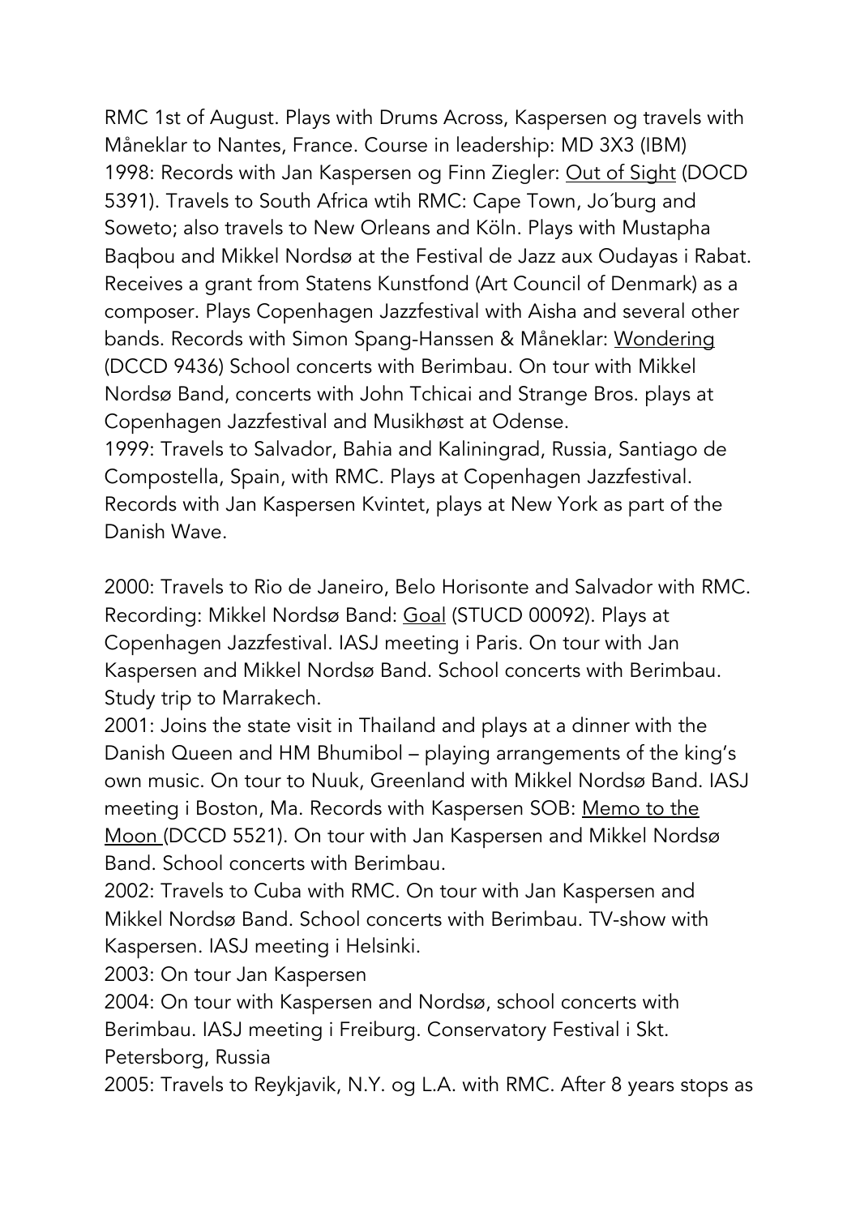RMC 1st of August. Plays with Drums Across, Kaspersen og travels with Måneklar to Nantes, France. Course in leadership: MD 3X3 (IBM)
1998: Records with Jan Kaspersen og Finn Ziegler: Out of Sight (DOCD 5391). Travels to South Africa wtih RMC: Cape Town, Jo´burg and Soweto; also travels to New Orleans and Köln. Plays with Mustapha Baqbou and Mikkel Nordsø at the Festival de Jazz aux Oudayas i Rabat. Receives a grant from Statens Kunstfond (Art Council of Denmark) as a composer. Plays Copenhagen Jazzfestival with Aisha and several other bands. Records with Simon Spang-Hanssen & Måneklar: Wondering (DCCD 9436) School concerts with Berimbau. On tour with Mikkel Nordsø Band, concerts with John Tchicai and Strange Bros. plays at Copenhagen Jazzfestival and Musikhøst at Odense.
1999: Travels to Salvador, Bahia and Kaliningrad, Russia, Santiago de Compostella, Spain, with RMC. Plays at Copenhagen Jazzfestival. Records with Jan Kaspersen Kvintet, plays at New York as part of the Danish Wave.

2000: Travels to Rio de Janeiro, Belo Horisonte and Salvador with RMC. Recording: Mikkel Nordsø Band: Goal (STUCD 00092). Plays at Copenhagen Jazzfestival. IASJ meeting i Paris. On tour with Jan Kaspersen and Mikkel Nordsø Band. School concerts with Berimbau. Study trip to Marrakech.
2001: Joins the state visit in Thailand and plays at a dinner with the Danish Queen and HM Bhumibol – playing arrangements of the king's own music. On tour to Nuuk, Greenland with Mikkel Nordsø Band. IASJ meeting i Boston, Ma. Records with Kaspersen SOB: Memo to the Moon (DCCD 5521). On tour with Jan Kaspersen and Mikkel Nordsø Band. School concerts with Berimbau.
2002: Travels to Cuba with RMC. On tour with Jan Kaspersen and Mikkel Nordsø Band. School concerts with Berimbau. TV-show with Kaspersen. IASJ meeting i Helsinki.
2003: On tour Jan Kaspersen
2004: On tour with Kaspersen and Nordsø, school concerts with Berimbau. IASJ meeting i Freiburg. Conservatory Festival i Skt. Petersborg, Russia
2005: Travels to Reykjavik, N.Y. og L.A. with RMC. After 8 years stops as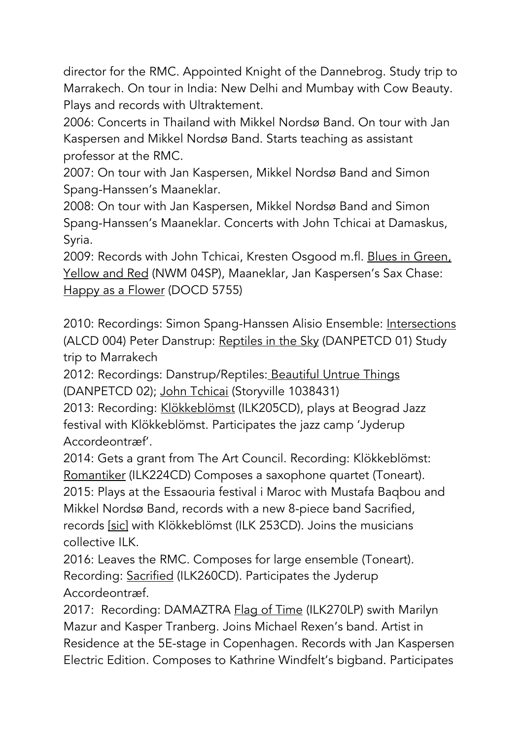director for the RMC. Appointed Knight of the Dannebrog. Study trip to Marrakech. On tour in India: New Delhi and Mumbay with Cow Beauty. Plays and records with Ultraktement.

2006: Concerts in Thailand with Mikkel Nordsø Band. On tour with Jan Kaspersen and Mikkel Nordsø Band. Starts teaching as assistant professor at the RMC.

2007: On tour with Jan Kaspersen, Mikkel Nordsø Band and Simon Spang-Hanssen's Maaneklar.

2008: On tour with Jan Kaspersen, Mikkel Nordsø Band and Simon Spang-Hanssen's Maaneklar. Concerts with John Tchicai at Damaskus, Syria.

2009: Records with John Tchicai, Kresten Osgood m.fl. Blues in Green, Yellow and Red (NWM 04SP), Maaneklar, Jan Kaspersen's Sax Chase: Happy as a Flower (DOCD 5755)

2010: Recordings: Simon Spang-Hanssen Alisio Ensemble: Intersections (ALCD 004) Peter Danstrup: Reptiles in the Sky (DANPETCD 01) Study trip to Marrakech

2012: Recordings: Danstrup/Reptiles: Beautiful Untrue Things (DANPETCD 02); John Tchicai (Storyville 1038431)

2013: Recording: Klökkeblömst (ILK205CD), plays at Beograd Jazz festival with Klökkeblömst. Participates the jazz camp 'Jyderup Accordeontræf'.

2014: Gets a grant from The Art Council. Recording: Klökkeblömst: Romantiker (ILK224CD) Composes a saxophone quartet (Toneart).

2015: Plays at the Essaouria festival i Maroc with Mustafa Baqbou and Mikkel Nordsø Band, records with a new 8-piece band Sacrified, records [sic] with Klökkeblömst (ILK 253CD). Joins the musicians collective ILK.

2016: Leaves the RMC. Composes for large ensemble (Toneart). Recording: Sacrified (ILK260CD). Participates the Jyderup Accordeontræf.

2017: Recording: DAMAZTRA Flag of Time (ILK270LP) swith Marilyn Mazur and Kasper Tranberg. Joins Michael Rexen's band. Artist in Residence at the 5E-stage in Copenhagen. Records with Jan Kaspersen Electric Edition. Composes to Kathrine Windfelt's bigband. Participates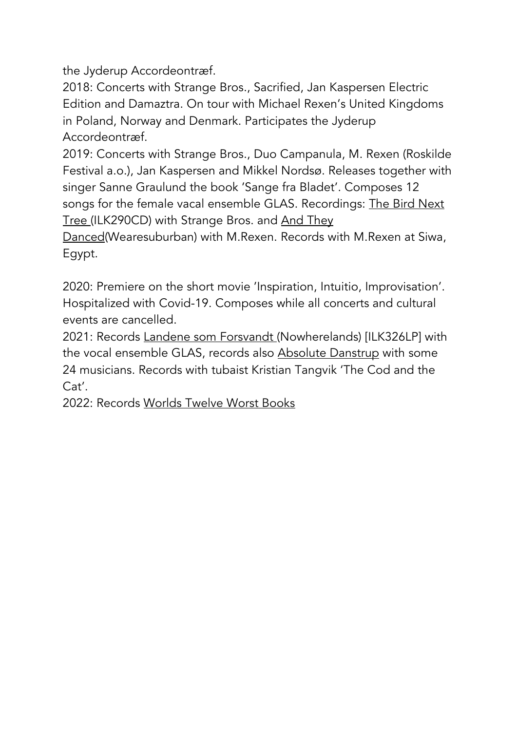the Jyderup Accordeontræf.

2018: Concerts with Strange Bros., Sacrified, Jan Kaspersen Electric Edition and Damaztra. On tour with Michael Rexen's United Kingdoms in Poland, Norway and Denmark. Participates the Jyderup Accordeontræf.

2019: Concerts with Strange Bros., Duo Campanula, M. Rexen (Roskilde Festival a.o.), Jan Kaspersen and Mikkel Nordsø. Releases together with singer Sanne Graulund the book 'Sange fra Bladet'. Composes 12 songs for the female vacal ensemble GLAS. Recordings: The Bird Next Tree (ILK290CD) with Strange Bros. and And They Danced(Wearesuburban) with M.Rexen. Records with M.Rexen at Siwa, Egypt.

2020: Premiere on the short movie 'Inspiration, Intuitio, Improvisation'. Hospitalized with Covid-19. Composes while all concerts and cultural events are cancelled.

2021: Records Landene som Forsvandt (Nowherelands) [ILK326LP] with the vocal ensemble GLAS, records also Absolute Danstrup with some 24 musicians. Records with tubaist Kristian Tangvik 'The Cod and the Cat'.

2022: Records Worlds Twelve Worst Books